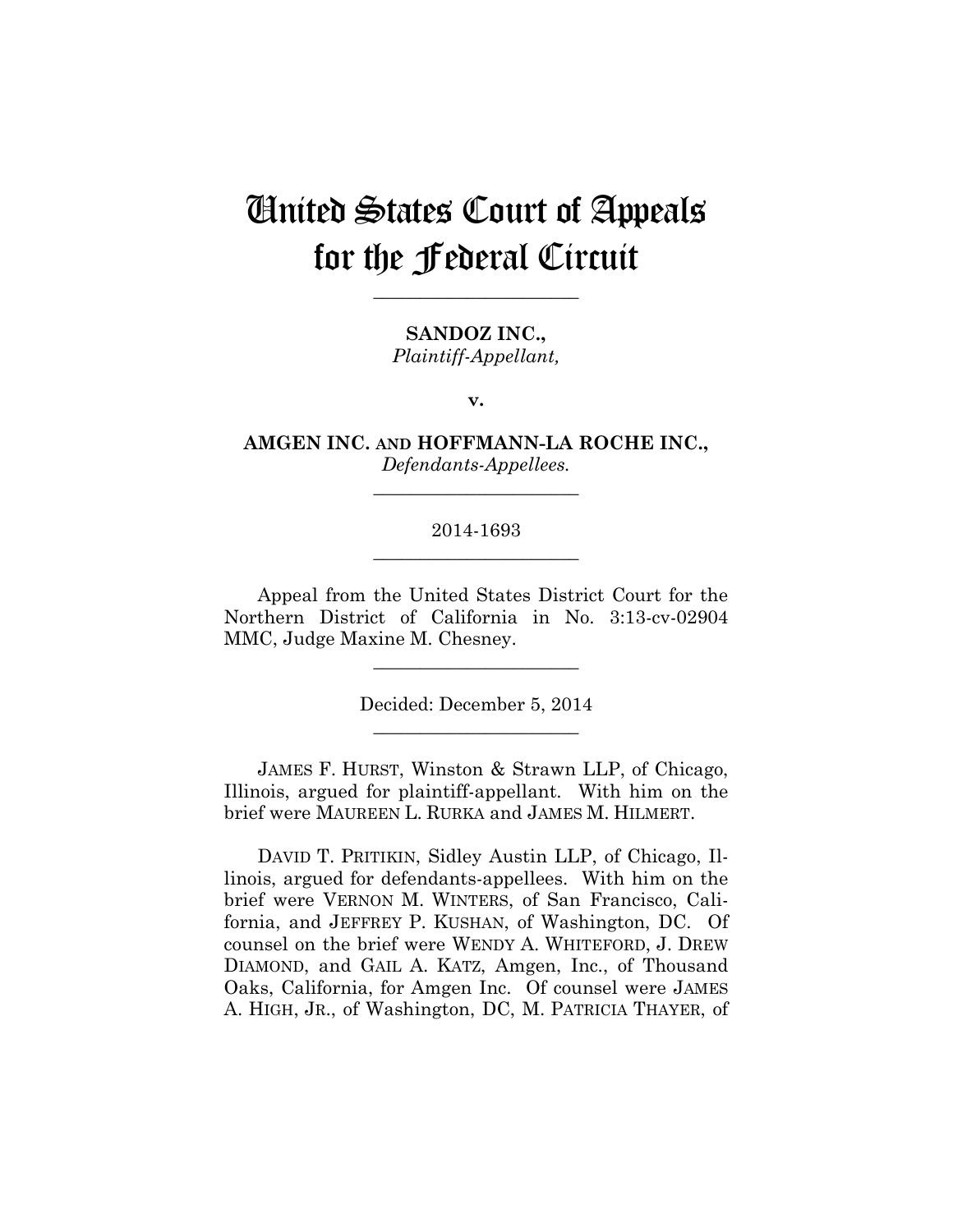# United States Court of Appeals for the Federal Circuit

______________________

**SANDOZ INC.,**
*Plaintiff-Appellant,*

**v.**

**AMGEN INC. AND HOFFMANN-LA ROCHE INC.,**
*Defendants-Appellees.*

______________________

2014-1693

______________________

Appeal from the United States District Court for the Northern District of California in No. 3:13-cv-02904 MMC, Judge Maxine M. Chesney.

______________________

Decided: December 5, 2014

______________________

JAMES F. HURST, Winston & Strawn LLP, of Chicago, Illinois, argued for plaintiff-appellant. With him on the brief were MAUREEN L. RURKA and JAMES M. HILMERT.

DAVID T. PRITIKIN, Sidley Austin LLP, of Chicago, Illinois, argued for defendants-appellees. With him on the brief were VERNON M. WINTERS, of San Francisco, California, and JEFFREY P. KUSHAN, of Washington, DC. Of counsel on the brief were WENDY A. WHITEFORD, J. DREW DIAMOND, and GAIL A. KATZ, Amgen, Inc., of Thousand Oaks, California, for Amgen Inc. Of counsel were JAMES A. HIGH, JR., of Washington, DC, M. PATRICIA THAYER, of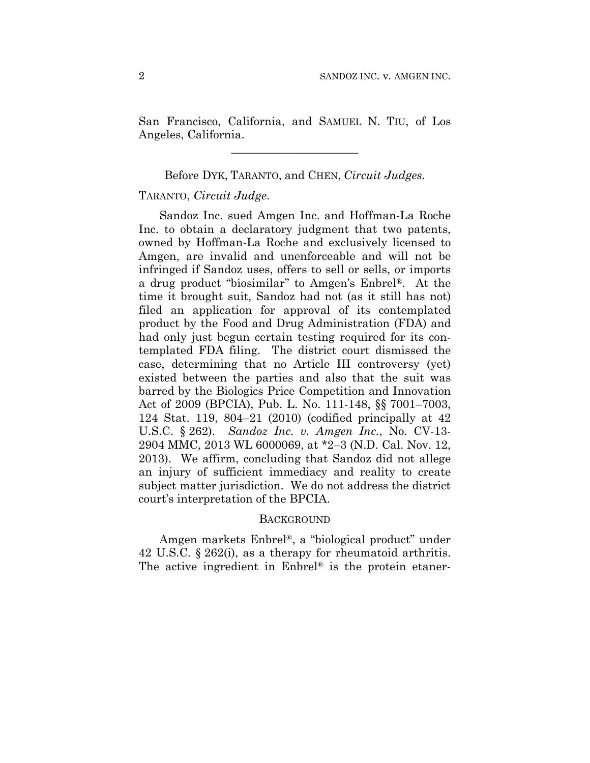San Francisco, California, and SAMUEL N. TIU, of Los Angeles, California.

---

Before DYK, TARANTO, and CHEN, *Circuit Judges.*

TARANTO, *Circuit Judge*.

Sandoz Inc. sued Amgen Inc. and Hoffman-La Roche Inc. to obtain a declaratory judgment that two patents, owned by Hoffman-La Roche and exclusively licensed to Amgen, are invalid and unenforceable and will not be infringed if Sandoz uses, offers to sell or sells, or imports a drug product "biosimilar" to Amgen's Enbrel®. At the time it brought suit, Sandoz had not (as it still has not) filed an application for approval of its contemplated product by the Food and Drug Administration (FDA) and had only just begun certain testing required for its contemplated FDA filing. The district court dismissed the case, determining that no Article III controversy (yet) existed between the parties and also that the suit was barred by the Biologics Price Competition and Innovation Act of 2009 (BPCIA), Pub. L. No. 111-148, §§ 7001–7003, 124 Stat. 119, 804–21 (2010) (codified principally at 42 U.S.C. § 262). *Sandoz Inc. v. Amgen Inc.*, No. CV-13-2904 MMC, 2013 WL 6000069, at *2–3 (N.D. Cal. Nov. 12, 2013). We affirm, concluding that Sandoz did not allege an injury of sufficient immediacy and reality to create subject matter jurisdiction. We do not address the district court's interpretation of the BPCIA.

## BACKGROUND

Amgen markets Enbrel®, a "biological product" under 42 U.S.C. § 262(i), as a therapy for rheumatoid arthritis. The active ingredient in Enbrel® is the protein etaner-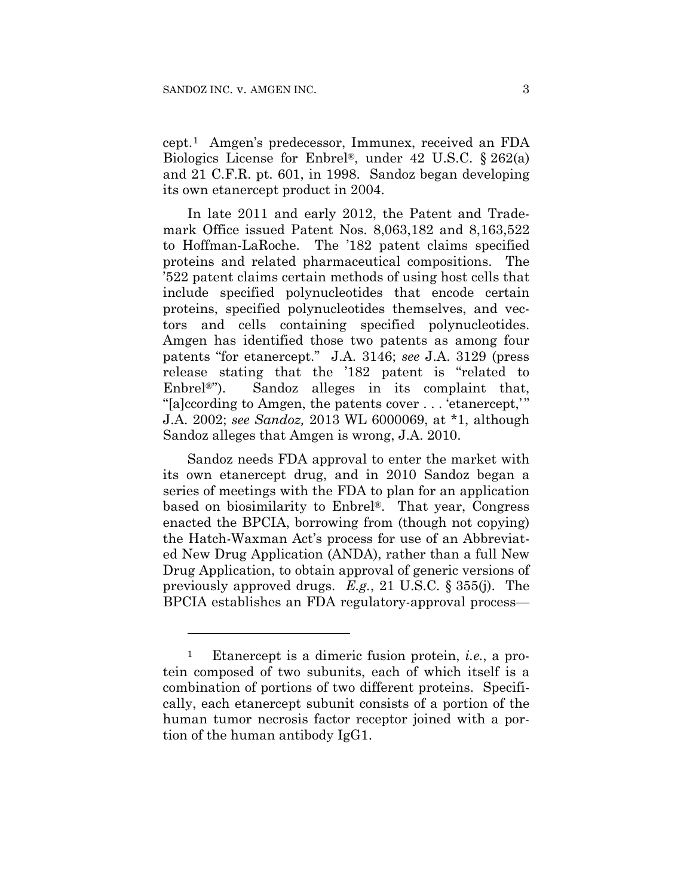cept.[1] Amgen's predecessor, Immunex, received an FDA Biologics License for Enbrel®, under 42 U.S.C. § 262(a) and 21 C.F.R. pt. 601, in 1998. Sandoz began developing its own etanercept product in 2004.

In late 2011 and early 2012, the Patent and Trademark Office issued Patent Nos. 8,063,182 and 8,163,522 to Hoffman-LaRoche. The '182 patent claims specified proteins and related pharmaceutical compositions. The '522 patent claims certain methods of using host cells that include specified polynucleotides that encode certain proteins, specified polynucleotides themselves, and vectors and cells containing specified polynucleotides. Amgen has identified those two patents as among four patents "for etanercept." J.A. 3146; *see* J.A. 3129 (press release stating that the '182 patent is "related to Enbrel®"). Sandoz alleges in its complaint that, "[a]ccording to Amgen, the patents cover . . . 'etanercept,'" J.A. 2002; *see Sandoz,* 2013 WL 6000069, at *1, although Sandoz alleges that Amgen is wrong, J.A. 2010.

Sandoz needs FDA approval to enter the market with its own etanercept drug, and in 2010 Sandoz began a series of meetings with the FDA to plan for an application based on biosimilarity to Enbrel®. That year, Congress enacted the BPCIA, borrowing from (though not copying) the Hatch-Waxman Act's process for use of an Abbreviated New Drug Application (ANDA), rather than a full New Drug Application, to obtain approval of generic versions of previously approved drugs. *E.g.*, 21 U.S.C. § 355(j). The BPCIA establishes an FDA regulatory-approval process—

---

[1] Etanercept is a dimeric fusion protein, *i.e.*, a protein composed of two subunits, each of which itself is a combination of portions of two different proteins. Specifically, each etanercept subunit consists of a portion of the human tumor necrosis factor receptor joined with a portion of the human antibody IgG1.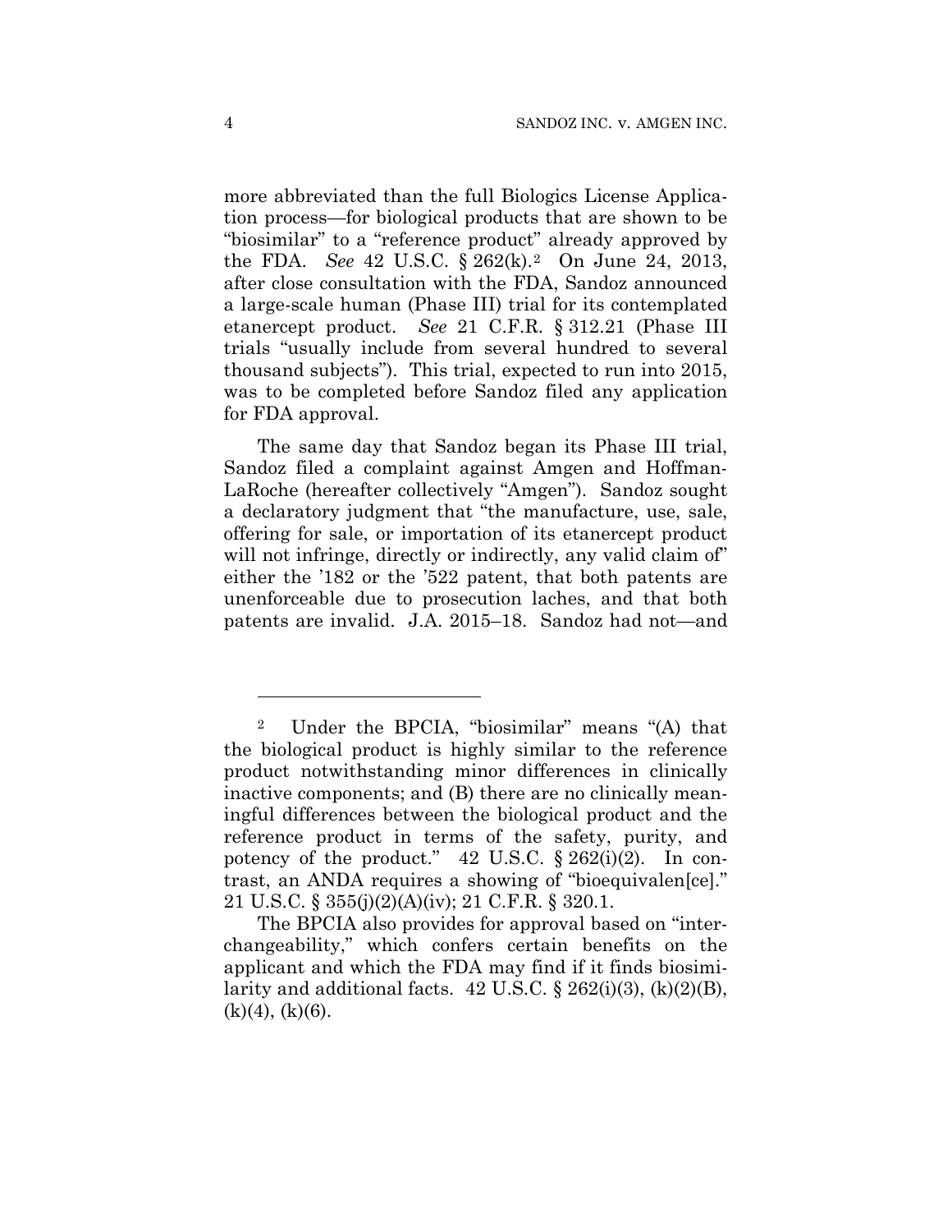more abbreviated than the full Biologics License Application process—for biological products that are shown to be "biosimilar" to a "reference product" already approved by the FDA. *See* 42 U.S.C. § 262(k).[2] On June 24, 2013, after close consultation with the FDA, Sandoz announced a large-scale human (Phase III) trial for its contemplated etanercept product. *See* 21 C.F.R. § 312.21 (Phase III trials "usually include from several hundred to several thousand subjects"). This trial, expected to run into 2015, was to be completed before Sandoz filed any application for FDA approval.

The same day that Sandoz began its Phase III trial, Sandoz filed a complaint against Amgen and Hoffman-LaRoche (hereafter collectively "Amgen"). Sandoz sought a declaratory judgment that "the manufacture, use, sale, offering for sale, or importation of its etanercept product will not infringe, directly or indirectly, any valid claim of" either the '182 or the '522 patent, that both patents are unenforceable due to prosecution laches, and that both patents are invalid. J.A. 2015–18. Sandoz had not—and

---

[2] Under the BPCIA, "biosimilar" means "(A) that the biological product is highly similar to the reference product notwithstanding minor differences in clinically inactive components; and (B) there are no clinically meaningful differences between the biological product and the reference product in terms of the safety, purity, and potency of the product." 42 U.S.C. § 262(i)(2). In contrast, an ANDA requires a showing of "bioequivalen[ce]." 21 U.S.C. § 355(j)(2)(A)(iv); 21 C.F.R. § 320.1.

The BPCIA also provides for approval based on "interchangeability," which confers certain benefits on the applicant and which the FDA may find if it finds biosimilarity and additional facts. 42 U.S.C. § 262(i)(3), (k)(2)(B), (k)(4), (k)(6).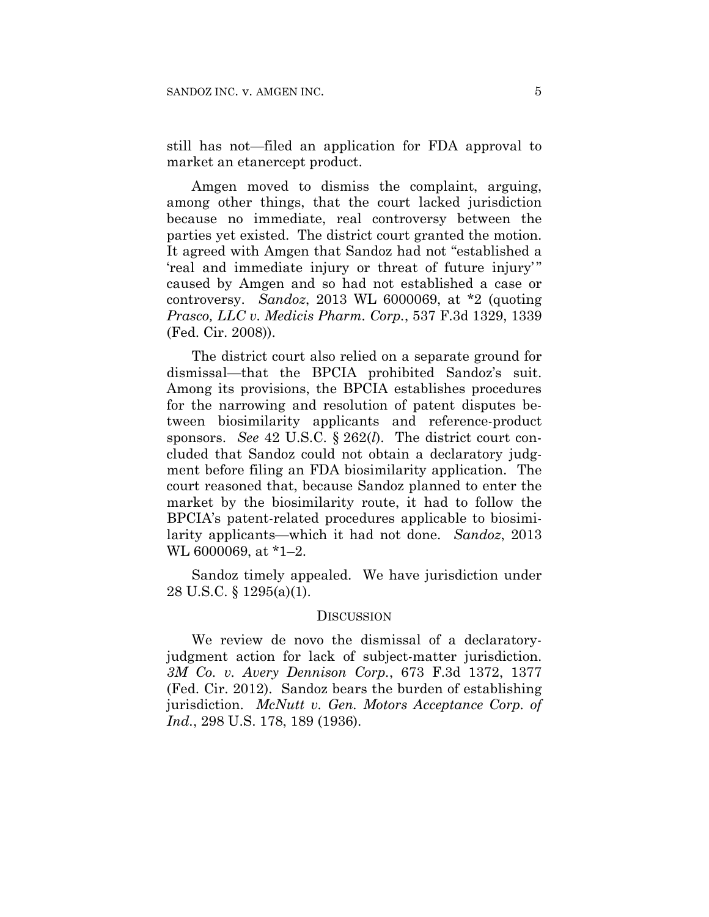still has not—filed an application for FDA approval to market an etanercept product.

Amgen moved to dismiss the complaint, arguing, among other things, that the court lacked jurisdiction because no immediate, real controversy between the parties yet existed. The district court granted the motion. It agreed with Amgen that Sandoz had not "established a 'real and immediate injury or threat of future injury'" caused by Amgen and so had not established a case or controversy. *Sandoz*, 2013 WL 6000069, at *2 (quoting *Prasco, LLC v. Medicis Pharm. Corp.*, 537 F.3d 1329, 1339 (Fed. Cir. 2008)).

The district court also relied on a separate ground for dismissal—that the BPCIA prohibited Sandoz's suit. Among its provisions, the BPCIA establishes procedures for the narrowing and resolution of patent disputes between biosimilarity applicants and reference-product sponsors. *See* 42 U.S.C. § 262(*l*). The district court concluded that Sandoz could not obtain a declaratory judgment before filing an FDA biosimilarity application. The court reasoned that, because Sandoz planned to enter the market by the biosimilarity route, it had to follow the BPCIA's patent-related procedures applicable to biosimilarity applicants—which it had not done. *Sandoz*, 2013 WL 6000069, at *1–2.

Sandoz timely appealed. We have jurisdiction under 28 U.S.C. § 1295(a)(1).

## DISCUSSION

We review de novo the dismissal of a declaratory-judgment action for lack of subject-matter jurisdiction. *3M Co. v. Avery Dennison Corp.*, 673 F.3d 1372, 1377 (Fed. Cir. 2012). Sandoz bears the burden of establishing jurisdiction. *McNutt v. Gen. Motors Acceptance Corp. of Ind.*, 298 U.S. 178, 189 (1936).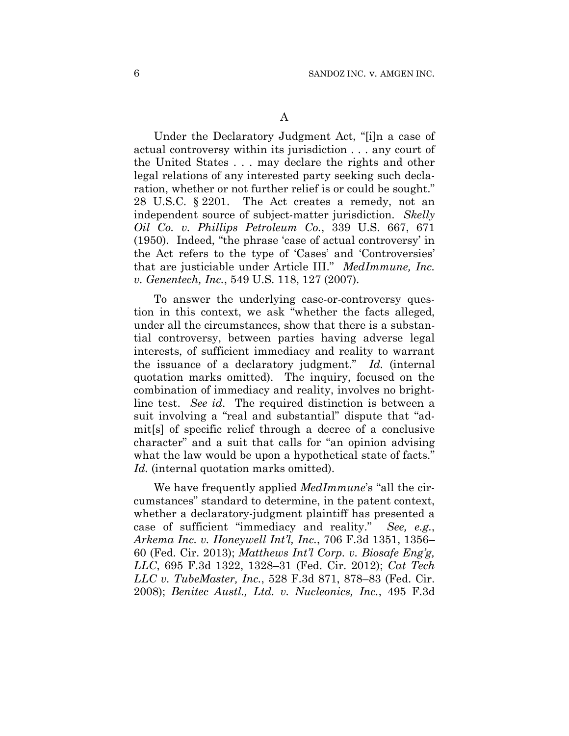A

Under the Declaratory Judgment Act, "[i]n a case of actual controversy within its jurisdiction . . . any court of the United States . . . may declare the rights and other legal relations of any interested party seeking such declaration, whether or not further relief is or could be sought." 28 U.S.C. § 2201. The Act creates a remedy, not an independent source of subject-matter jurisdiction. *Skelly Oil Co. v. Phillips Petroleum Co.*, 339 U.S. 667, 671 (1950). Indeed, "the phrase 'case of actual controversy' in the Act refers to the type of 'Cases' and 'Controversies' that are justiciable under Article III." *MedImmune, Inc. v. Genentech, Inc.*, 549 U.S. 118, 127 (2007).

To answer the underlying case-or-controversy question in this context, we ask "whether the facts alleged, under all the circumstances, show that there is a substantial controversy, between parties having adverse legal interests, of sufficient immediacy and reality to warrant the issuance of a declaratory judgment." *Id.* (internal quotation marks omitted). The inquiry, focused on the combination of immediacy and reality, involves no bright-line test. *See id.* The required distinction is between a suit involving a "real and substantial" dispute that "admit[s] of specific relief through a decree of a conclusive character" and a suit that calls for "an opinion advising what the law would be upon a hypothetical state of facts." *Id.* (internal quotation marks omitted).

We have frequently applied *MedImmune*'s "all the circumstances" standard to determine, in the patent context, whether a declaratory-judgment plaintiff has presented a case of sufficient "immediacy and reality." *See, e.g.*, *Arkema Inc. v. Honeywell Int'l, Inc.*, 706 F.3d 1351, 1356–60 (Fed. Cir. 2013); *Matthews Int'l Corp. v. Biosafe Eng'g, LLC*, 695 F.3d 1322, 1328–31 (Fed. Cir. 2012); *Cat Tech LLC v. TubeMaster, Inc.*, 528 F.3d 871, 878–83 (Fed. Cir. 2008); *Benitec Austl., Ltd. v. Nucleonics, Inc.*, 495 F.3d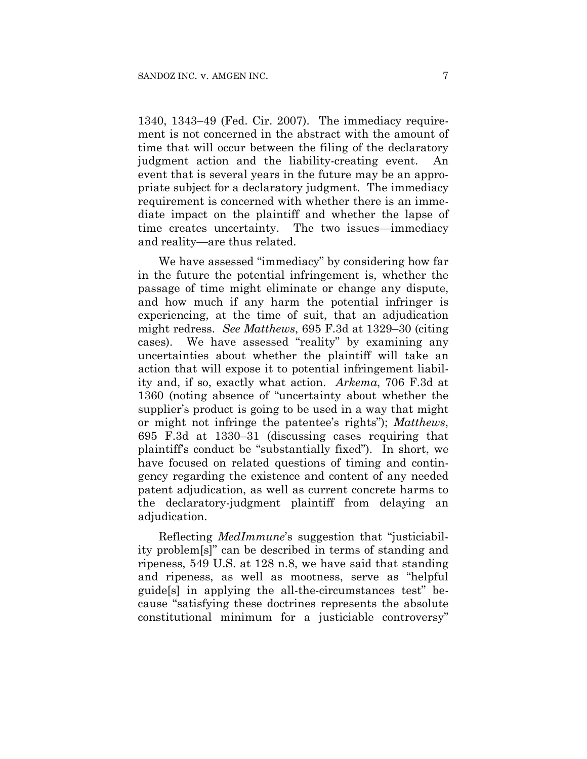1340, 1343–49 (Fed. Cir. 2007). The immediacy requirement is not concerned in the abstract with the amount of time that will occur between the filing of the declaratory judgment action and the liability-creating event. An event that is several years in the future may be an appropriate subject for a declaratory judgment. The immediacy requirement is concerned with whether there is an immediate impact on the plaintiff and whether the lapse of time creates uncertainty. The two issues—immediacy and reality—are thus related.

We have assessed "immediacy" by considering how far in the future the potential infringement is, whether the passage of time might eliminate or change any dispute, and how much if any harm the potential infringer is experiencing, at the time of suit, that an adjudication might redress. *See Matthews*, 695 F.3d at 1329–30 (citing cases). We have assessed "reality" by examining any uncertainties about whether the plaintiff will take an action that will expose it to potential infringement liability and, if so, exactly what action. *Arkema*, 706 F.3d at 1360 (noting absence of "uncertainty about whether the supplier's product is going to be used in a way that might or might not infringe the patentee's rights"); *Matthews*, 695 F.3d at 1330–31 (discussing cases requiring that plaintiff's conduct be "substantially fixed"). In short, we have focused on related questions of timing and contingency regarding the existence and content of any needed patent adjudication, as well as current concrete harms to the declaratory-judgment plaintiff from delaying an adjudication.

Reflecting *MedImmune*'s suggestion that "justiciability problem[s]" can be described in terms of standing and ripeness, 549 U.S. at 128 n.8, we have said that standing and ripeness, as well as mootness, serve as "helpful guide[s] in applying the all-the-circumstances test" because "satisfying these doctrines represents the absolute constitutional minimum for a justiciable controversy"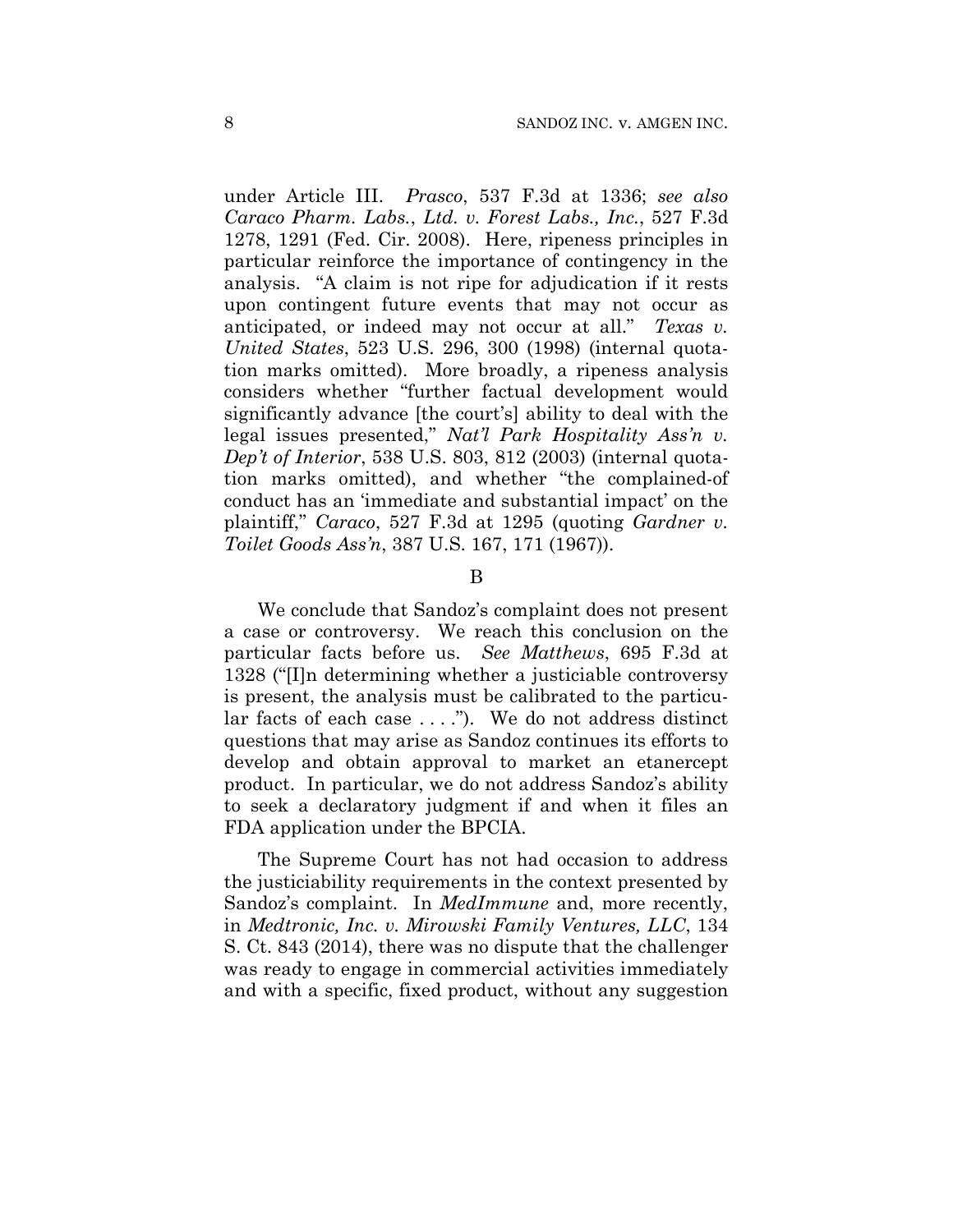under Article III. *Prasco*, 537 F.3d at 1336; *see also Caraco Pharm. Labs., Ltd. v. Forest Labs., Inc.*, 527 F.3d 1278, 1291 (Fed. Cir. 2008). Here, ripeness principles in particular reinforce the importance of contingency in the analysis. "A claim is not ripe for adjudication if it rests upon contingent future events that may not occur as anticipated, or indeed may not occur at all." *Texas v. United States*, 523 U.S. 296, 300 (1998) (internal quotation marks omitted). More broadly, a ripeness analysis considers whether "further factual development would significantly advance [the court's] ability to deal with the legal issues presented," *Nat'l Park Hospitality Ass'n v. Dep't of Interior*, 538 U.S. 803, 812 (2003) (internal quotation marks omitted), and whether "the complained-of conduct has an 'immediate and substantial impact' on the plaintiff," *Caraco*, 527 F.3d at 1295 (quoting *Gardner v. Toilet Goods Ass'n*, 387 U.S. 167, 171 (1967)).

B

We conclude that Sandoz's complaint does not present a case or controversy. We reach this conclusion on the particular facts before us. *See Matthews*, 695 F.3d at 1328 ("[I]n determining whether a justiciable controversy is present, the analysis must be calibrated to the particular facts of each case . . . ."). We do not address distinct questions that may arise as Sandoz continues its efforts to develop and obtain approval to market an etanercept product. In particular, we do not address Sandoz's ability to seek a declaratory judgment if and when it files an FDA application under the BPCIA.

The Supreme Court has not had occasion to address the justiciability requirements in the context presented by Sandoz's complaint. In *MedImmune* and, more recently, in *Medtronic, Inc. v. Mirowski Family Ventures, LLC*, 134 S. Ct. 843 (2014), there was no dispute that the challenger was ready to engage in commercial activities immediately and with a specific, fixed product, without any suggestion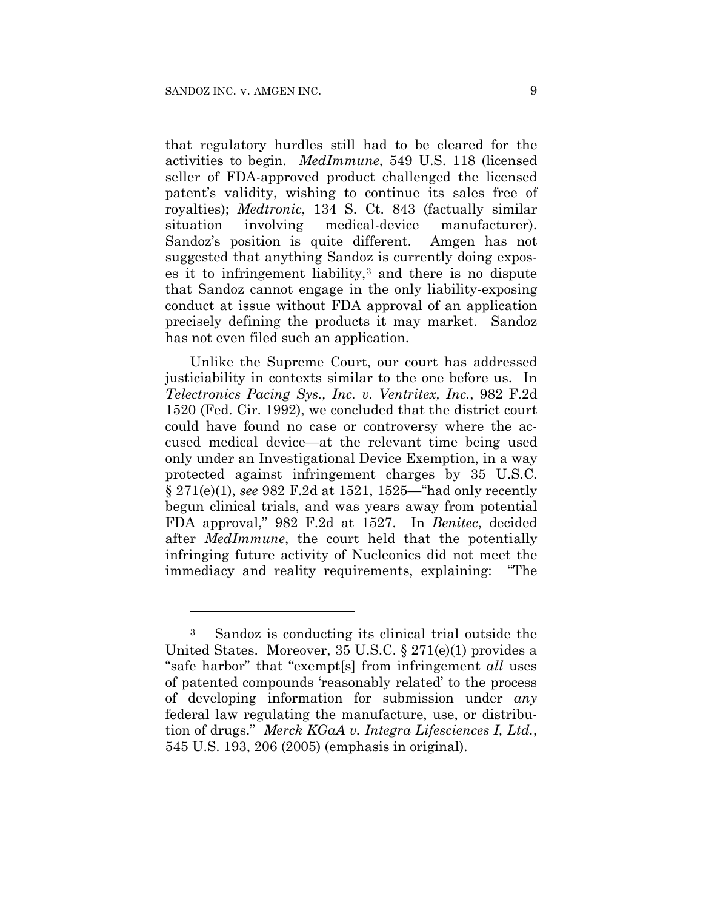that regulatory hurdles still had to be cleared for the activities to begin. *MedImmune*, 549 U.S. 118 (licensed seller of FDA-approved product challenged the licensed patent's validity, wishing to continue its sales free of royalties); *Medtronic*, 134 S. Ct. 843 (factually similar situation involving medical-device manufacturer). Sandoz's position is quite different. Amgen has not suggested that anything Sandoz is currently doing exposes it to infringement liability,[3] and there is no dispute that Sandoz cannot engage in the only liability-exposing conduct at issue without FDA approval of an application precisely defining the products it may market. Sandoz has not even filed such an application.

Unlike the Supreme Court, our court has addressed justiciability in contexts similar to the one before us. In *Telectronics Pacing Sys., Inc. v. Ventritex, Inc.*, 982 F.2d 1520 (Fed. Cir. 1992), we concluded that the district court could have found no case or controversy where the accused medical device—at the relevant time being used only under an Investigational Device Exemption, in a way protected against infringement charges by 35 U.S.C. § 271(e)(1), *see* 982 F.2d at 1521, 1525—"had only recently begun clinical trials, and was years away from potential FDA approval," 982 F.2d at 1527. In *Benitec*, decided after *MedImmune*, the court held that the potentially infringing future activity of Nucleonics did not meet the immediacy and reality requirements, explaining: "The

---

[3] Sandoz is conducting its clinical trial outside the United States. Moreover, 35 U.S.C. § 271(e)(1) provides a "safe harbor" that "exempt[s] from infringement *all* uses of patented compounds 'reasonably related' to the process of developing information for submission under *any* federal law regulating the manufacture, use, or distribution of drugs." *Merck KGaA v. Integra Lifesciences I, Ltd.*, 545 U.S. 193, 206 (2005) (emphasis in original).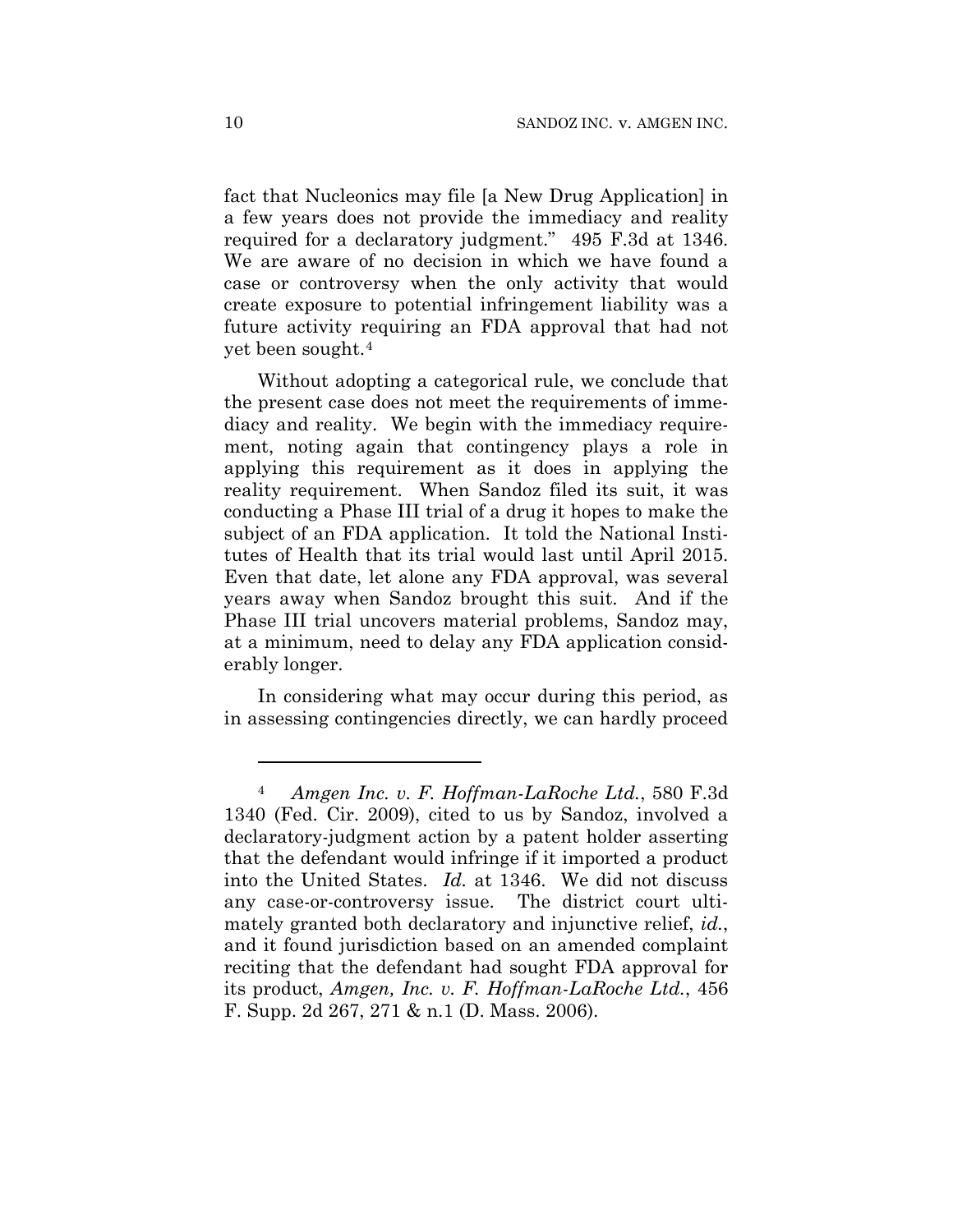fact that Nucleonics may file [a New Drug Application] in a few years does not provide the immediacy and reality required for a declaratory judgment." 495 F.3d at 1346. We are aware of no decision in which we have found a case or controversy when the only activity that would create exposure to potential infringement liability was a future activity requiring an FDA approval that had not yet been sought.[4]

Without adopting a categorical rule, we conclude that the present case does not meet the requirements of immediacy and reality. We begin with the immediacy requirement, noting again that contingency plays a role in applying this requirement as it does in applying the reality requirement. When Sandoz filed its suit, it was conducting a Phase III trial of a drug it hopes to make the subject of an FDA application. It told the National Institutes of Health that its trial would last until April 2015. Even that date, let alone any FDA approval, was several years away when Sandoz brought this suit. And if the Phase III trial uncovers material problems, Sandoz may, at a minimum, need to delay any FDA application considerably longer.

In considering what may occur during this period, as in assessing contingencies directly, we can hardly proceed

---

[4] *Amgen Inc. v. F. Hoffman-LaRoche Ltd.*, 580 F.3d 1340 (Fed. Cir. 2009), cited to us by Sandoz, involved a declaratory-judgment action by a patent holder asserting that the defendant would infringe if it imported a product into the United States. *Id.* at 1346. We did not discuss any case-or-controversy issue. The district court ultimately granted both declaratory and injunctive relief, *id.*, and it found jurisdiction based on an amended complaint reciting that the defendant had sought FDA approval for its product, *Amgen, Inc. v. F. Hoffman-LaRoche Ltd.*, 456 F. Supp. 2d 267, 271 & n.1 (D. Mass. 2006).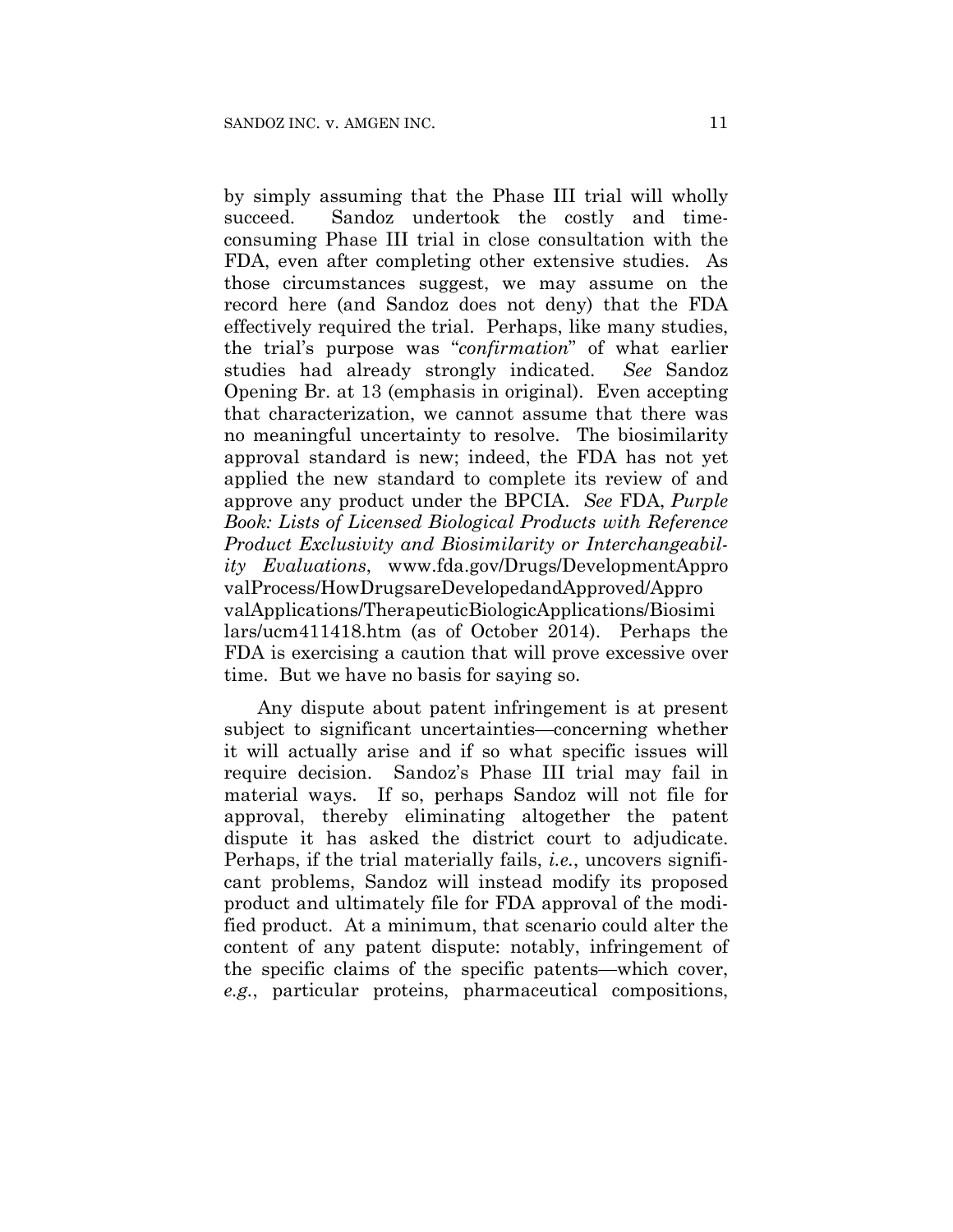by simply assuming that the Phase III trial will wholly succeed. Sandoz undertook the costly and time-consuming Phase III trial in close consultation with the FDA, even after completing other extensive studies. As those circumstances suggest, we may assume on the record here (and Sandoz does not deny) that the FDA effectively required the trial. Perhaps, like many studies, the trial's purpose was "*confirmation*" of what earlier studies had already strongly indicated. *See* Sandoz Opening Br. at 13 (emphasis in original). Even accepting that characterization, we cannot assume that there was no meaningful uncertainty to resolve. The biosimilarity approval standard is new; indeed, the FDA has not yet applied the new standard to complete its review of and approve any product under the BPCIA. *See* FDA, *Purple Book: Lists of Licensed Biological Products with Reference Product Exclusivity and Biosimilarity or Interchangeability Evaluations*, www.fda.gov/Drugs/DevelopmentApprovalProcess/HowDrugsareDevelopedandApproved/ApprovalApplications/TherapeuticBiologicApplications/Biosimilars/ucm411418.htm (as of October 2014). Perhaps the FDA is exercising a caution that will prove excessive over time. But we have no basis for saying so.

Any dispute about patent infringement is at present subject to significant uncertainties—concerning whether it will actually arise and if so what specific issues will require decision. Sandoz's Phase III trial may fail in material ways. If so, perhaps Sandoz will not file for approval, thereby eliminating altogether the patent dispute it has asked the district court to adjudicate. Perhaps, if the trial materially fails, *i.e.*, uncovers significant problems, Sandoz will instead modify its proposed product and ultimately file for FDA approval of the modified product. At a minimum, that scenario could alter the content of any patent dispute: notably, infringement of the specific claims of the specific patents—which cover, *e.g.*, particular proteins, pharmaceutical compositions,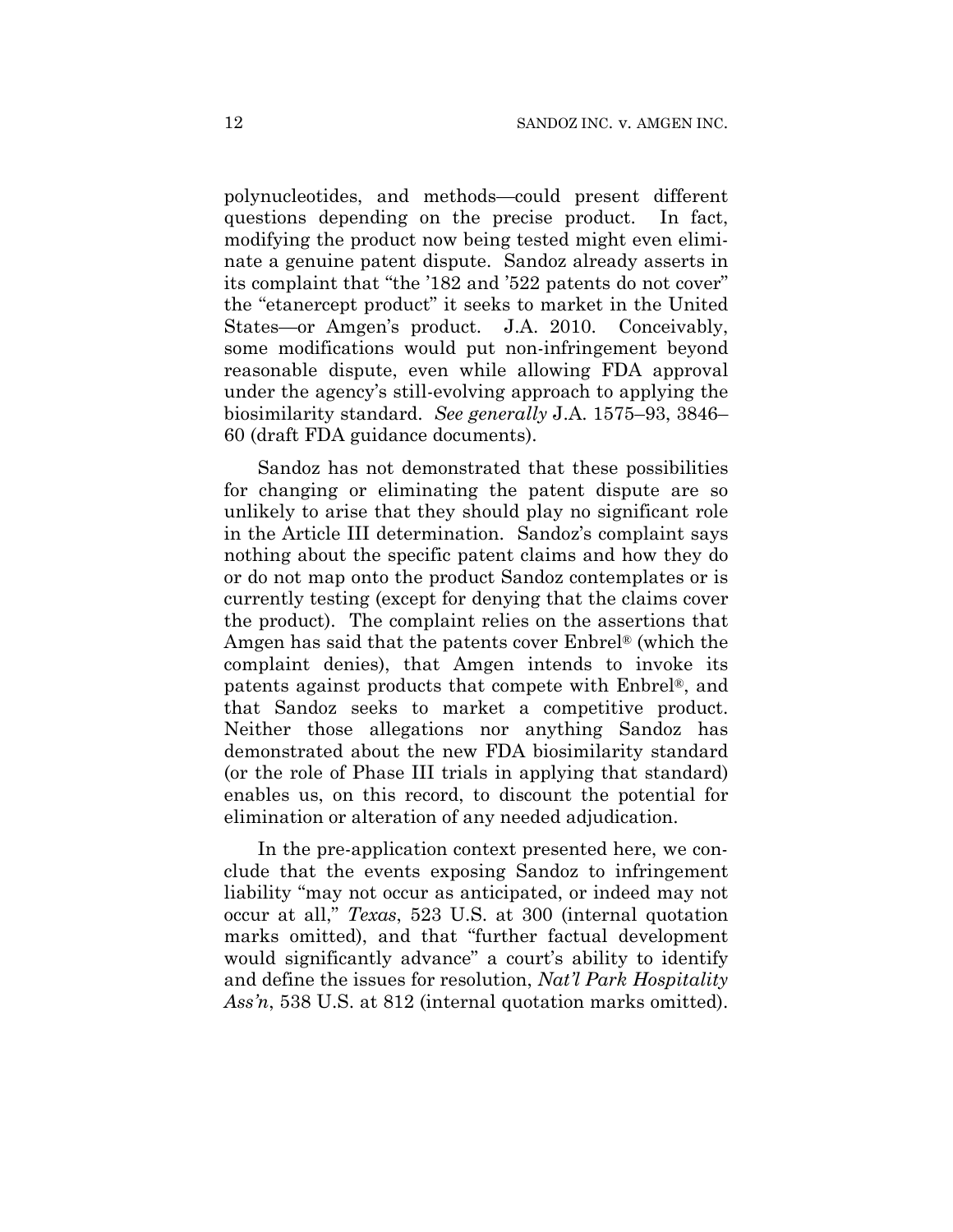polynucleotides, and methods—could present different questions depending on the precise product. In fact, modifying the product now being tested might even eliminate a genuine patent dispute. Sandoz already asserts in its complaint that "the '182 and '522 patents do not cover" the "etanercept product" it seeks to market in the United States—or Amgen's product. J.A. 2010. Conceivably, some modifications would put non-infringement beyond reasonable dispute, even while allowing FDA approval under the agency's still-evolving approach to applying the biosimilarity standard. *See generally* J.A. 1575–93, 3846–60 (draft FDA guidance documents).

Sandoz has not demonstrated that these possibilities for changing or eliminating the patent dispute are so unlikely to arise that they should play no significant role in the Article III determination. Sandoz's complaint says nothing about the specific patent claims and how they do or do not map onto the product Sandoz contemplates or is currently testing (except for denying that the claims cover the product). The complaint relies on the assertions that Amgen has said that the patents cover Enbrel® (which the complaint denies), that Amgen intends to invoke its patents against products that compete with Enbrel®, and that Sandoz seeks to market a competitive product. Neither those allegations nor anything Sandoz has demonstrated about the new FDA biosimilarity standard (or the role of Phase III trials in applying that standard) enables us, on this record, to discount the potential for elimination or alteration of any needed adjudication.

In the pre-application context presented here, we conclude that the events exposing Sandoz to infringement liability "may not occur as anticipated, or indeed may not occur at all," *Texas*, 523 U.S. at 300 (internal quotation marks omitted), and that "further factual development would significantly advance" a court's ability to identify and define the issues for resolution, *Nat'l Park Hospitality Ass'n*, 538 U.S. at 812 (internal quotation marks omitted).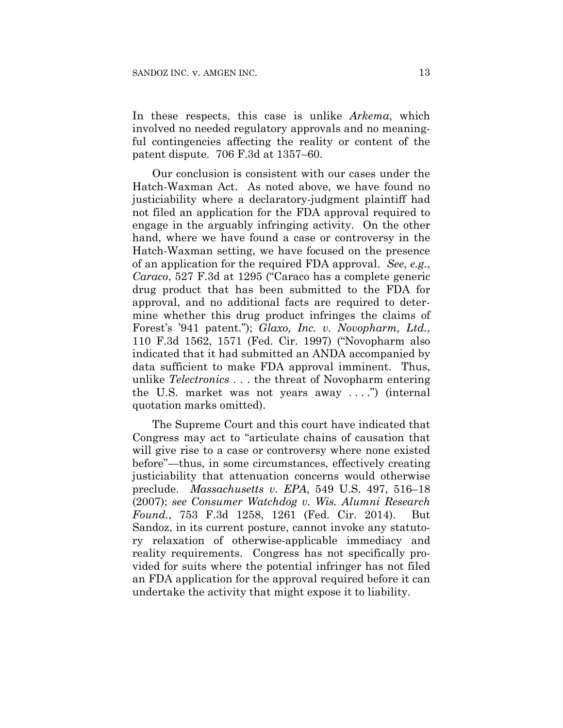In these respects, this case is unlike *Arkema*, which involved no needed regulatory approvals and no meaningful contingencies affecting the reality or content of the patent dispute. 706 F.3d at 1357–60.

Our conclusion is consistent with our cases under the Hatch-Waxman Act. As noted above, we have found no justiciability where a declaratory-judgment plaintiff had not filed an application for the FDA approval required to engage in the arguably infringing activity. On the other hand, where we have found a case or controversy in the Hatch-Waxman setting, we have focused on the presence of an application for the required FDA approval. *See*, *e.g.*, *Caraco*, 527 F.3d at 1295 ("Caraco has a complete generic drug product that has been submitted to the FDA for approval, and no additional facts are required to determine whether this drug product infringes the claims of Forest's '941 patent."); *Glaxo, Inc. v. Novopharm, Ltd.*, 110 F.3d 1562, 1571 (Fed. Cir. 1997) ("Novopharm also indicated that it had submitted an ANDA accompanied by data sufficient to make FDA approval imminent. Thus, unlike *Telectronics* . . . the threat of Novopharm entering the U.S. market was not years away . . . .") (internal quotation marks omitted).

The Supreme Court and this court have indicated that Congress may act to "articulate chains of causation that will give rise to a case or controversy where none existed before"—thus, in some circumstances, effectively creating justiciability that attenuation concerns would otherwise preclude. *Massachusetts v. EPA*, 549 U.S. 497, 516–18 (2007); *see Consumer Watchdog v. Wis. Alumni Research Found.*, 753 F.3d 1258, 1261 (Fed. Cir. 2014). But Sandoz, in its current posture, cannot invoke any statutory relaxation of otherwise-applicable immediacy and reality requirements. Congress has not specifically provided for suits where the potential infringer has not filed an FDA application for the approval required before it can undertake the activity that might expose it to liability.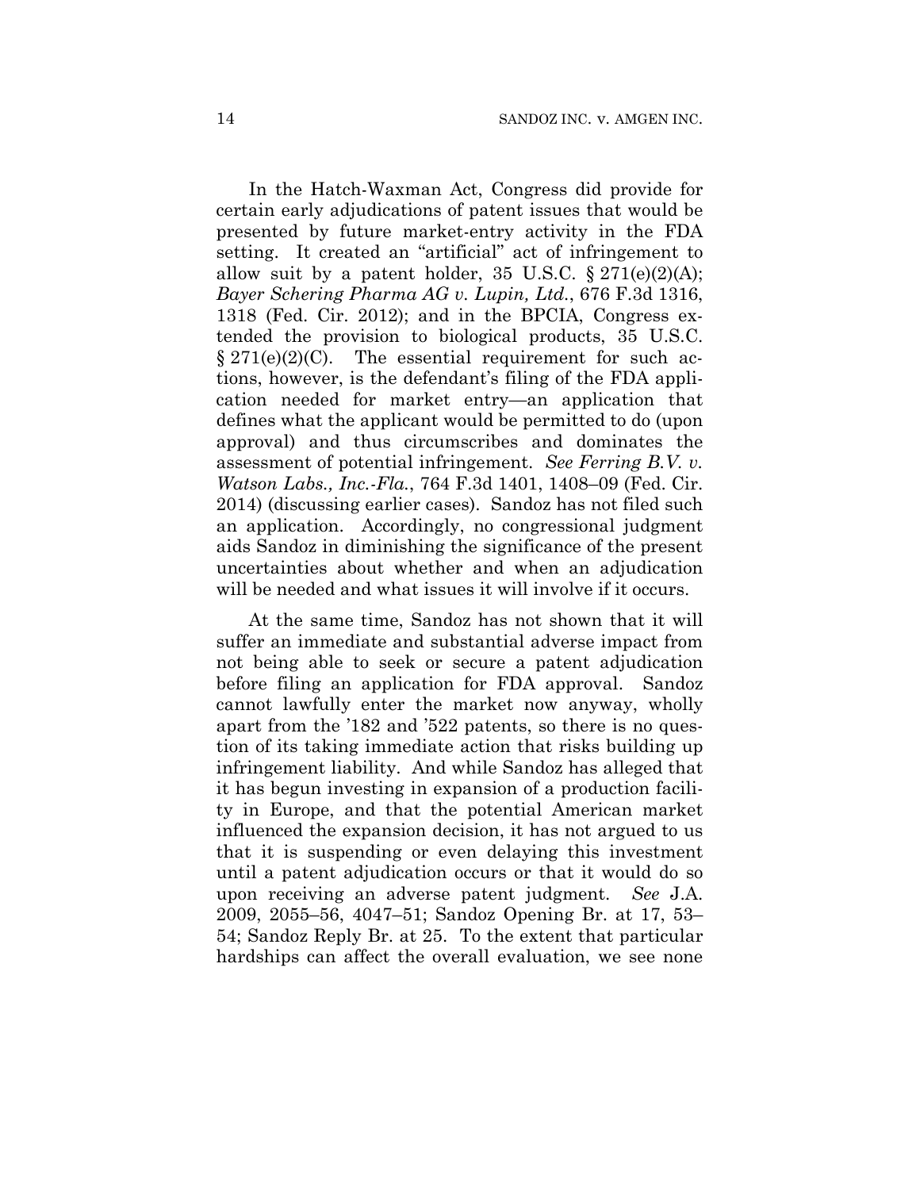In the Hatch-Waxman Act, Congress did provide for certain early adjudications of patent issues that would be presented by future market-entry activity in the FDA setting. It created an "artificial" act of infringement to allow suit by a patent holder, 35 U.S.C. § 271(e)(2)(A); *Bayer Schering Pharma AG v. Lupin, Ltd.*, 676 F.3d 1316, 1318 (Fed. Cir. 2012); and in the BPCIA, Congress extended the provision to biological products, 35 U.S.C. § 271(e)(2)(C). The essential requirement for such actions, however, is the defendant's filing of the FDA application needed for market entry—an application that defines what the applicant would be permitted to do (upon approval) and thus circumscribes and dominates the assessment of potential infringement. *See Ferring B.V. v. Watson Labs., Inc.-Fla.*, 764 F.3d 1401, 1408–09 (Fed. Cir. 2014) (discussing earlier cases). Sandoz has not filed such an application. Accordingly, no congressional judgment aids Sandoz in diminishing the significance of the present uncertainties about whether and when an adjudication will be needed and what issues it will involve if it occurs.

At the same time, Sandoz has not shown that it will suffer an immediate and substantial adverse impact from not being able to seek or secure a patent adjudication before filing an application for FDA approval. Sandoz cannot lawfully enter the market now anyway, wholly apart from the '182 and '522 patents, so there is no question of its taking immediate action that risks building up infringement liability. And while Sandoz has alleged that it has begun investing in expansion of a production facility in Europe, and that the potential American market influenced the expansion decision, it has not argued to us that it is suspending or even delaying this investment until a patent adjudication occurs or that it would do so upon receiving an adverse patent judgment. *See* J.A. 2009, 2055–56, 4047–51; Sandoz Opening Br. at 17, 53–54; Sandoz Reply Br. at 25. To the extent that particular hardships can affect the overall evaluation, we see none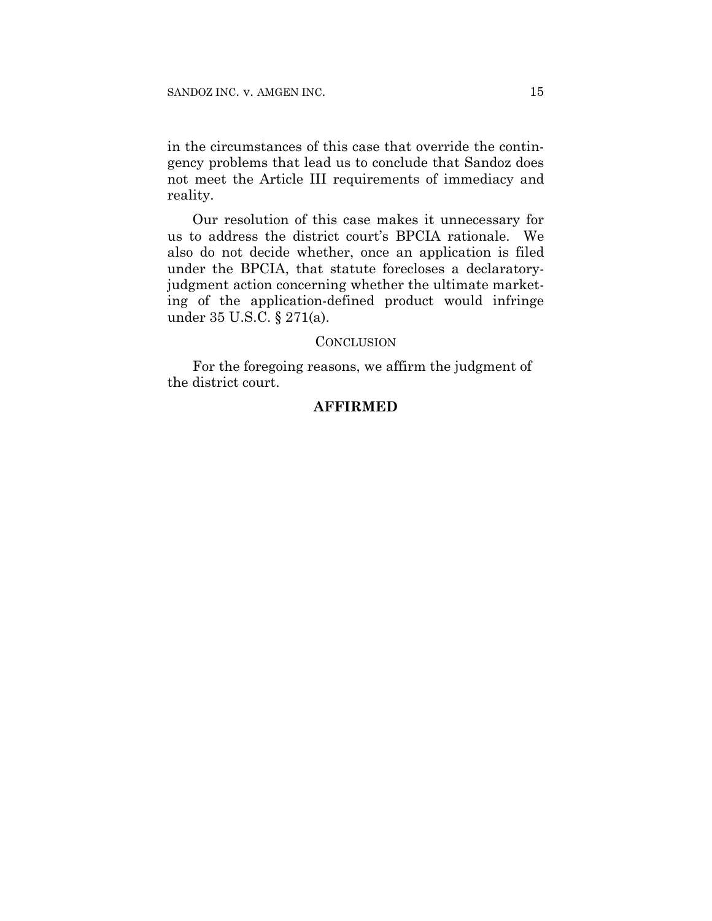in the circumstances of this case that override the contingency problems that lead us to conclude that Sandoz does not meet the Article III requirements of immediacy and reality.

Our resolution of this case makes it unnecessary for us to address the district court's BPCIA rationale. We also do not decide whether, once an application is filed under the BPCIA, that statute forecloses a declaratory-judgment action concerning whether the ultimate marketing of the application-defined product would infringe under 35 U.S.C. § 271(a).

## CONCLUSION

For the foregoing reasons, we affirm the judgment of the district court.

**AFFIRMED**